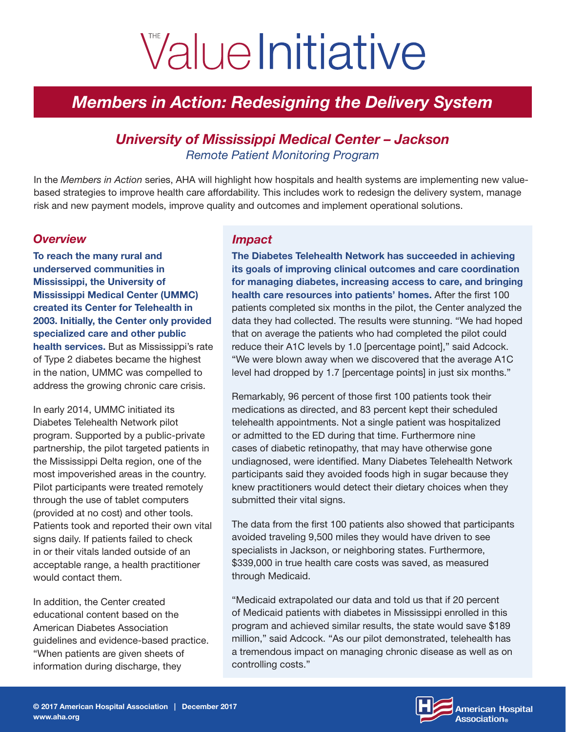# THE Value Initiative

## *Members in Action: Redesigning the Delivery System*

### *University of Mississippi Medical Center – Jackson*

*Remote Patient Monitoring Program*

In the *Members in Action* series, AHA will highlight how hospitals and health systems are implementing new value-based strategies to improve health care affordability. This includes work to redesign the delivery system, manage risk and new payment models, improve quality and outcomes and implement operational solutions.

### *Overview*

**To reach the many rural and underserved communities in Mississippi, the University of Mississippi Medical Center (UMMC) created its Center for Telehealth in 2003. Initially, the Center only provided specialized care and other public health services.** But as Mississippi's rate of Type 2 diabetes became the highest in the nation, UMMC was compelled to address the growing chronic care crisis.

In early 2014, UMMC initiated its Diabetes Telehealth Network pilot program. Supported by a public-private partnership, the pilot targeted patients in the Mississippi Delta region, one of the most impoverished areas in the country. Pilot participants were treated remotely through the use of tablet computers (provided at no cost) and other tools. Patients took and reported their own vital signs daily. If patients failed to check in or their vitals landed outside of an acceptable range, a health practitioner would contact them.

In addition, the Center created educational content based on the American Diabetes Association guidelines and evidence-based practice. "When patients are given sheets of information during discharge, they

### *Impact*

**The Diabetes Telehealth Network has succeeded in achieving its goals of improving clinical outcomes and care coordination for managing diabetes, increasing access to care, and bringing health care resources into patients' homes.** After the first 100 patients completed six months in the pilot, the Center analyzed the data they had collected. The results were stunning. "We had hoped that on average the patients who had completed the pilot could reduce their A1C levels by 1.0 [percentage point]," said Adcock. "We were blown away when we discovered that the average A1C level had dropped by 1.7 [percentage points] in just six months."

Remarkably, 96 percent of those first 100 patients took their medications as directed, and 83 percent kept their scheduled telehealth appointments. Not a single patient was hospitalized or admitted to the ED during that time. Furthermore nine cases of diabetic retinopathy, that may have otherwise gone undiagnosed, were identified. Many Diabetes Telehealth Network participants said they avoided foods high in sugar because they knew practitioners would detect their dietary choices when they submitted their vital signs.

The data from the first 100 patients also showed that participants avoided traveling 9,500 miles they would have driven to see specialists in Jackson, or neighboring states. Furthermore, $339,000 in true health care costs was saved, as measured through Medicaid.

"Medicaid extrapolated our data and told us that if 20 percent of Medicaid patients with diabetes in Mississippi enrolled in this program and achieved similar results, the state would save $189 million," said Adcock. "As our pilot demonstrated, telehealth has a tremendous impact on managing chronic disease as well as on controlling costs."

© 2017 American Hospital Association | December 2017
www.aha.org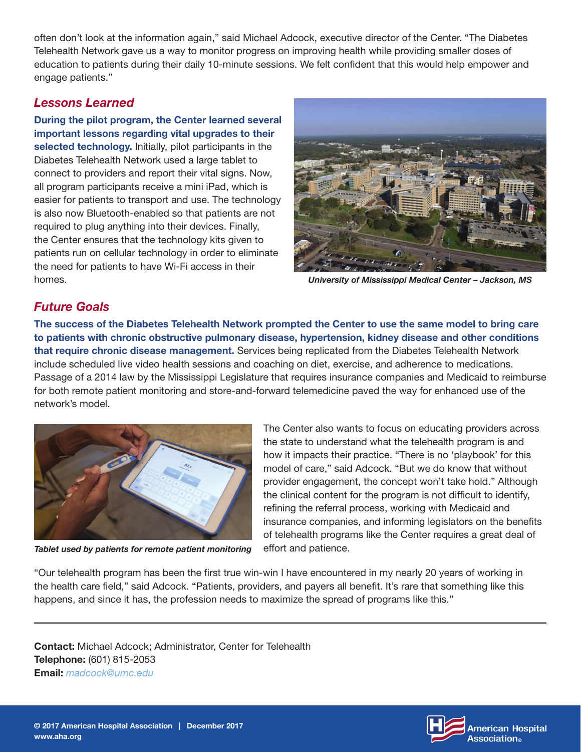often don't look at the information again," said Michael Adcock, executive director of the Center. "The Diabetes Telehealth Network gave us a way to monitor progress on improving health while providing smaller doses of education to patients during their daily 10-minute sessions. We felt confident that this would help empower and engage patients."

## Lessons Learned

**During the pilot program, the Center learned several important lessons regarding vital upgrades to their selected technology.** Initially, pilot participants in the Diabetes Telehealth Network used a large tablet to connect to providers and report their vital signs. Now, all program participants receive a mini iPad, which is easier for patients to transport and use. The technology is also now Bluetooth-enabled so that patients are not required to plug anything into their devices. Finally, the Center ensures that the technology kits given to patients run on cellular technology in order to eliminate the need for patients to have Wi-Fi access in their homes.

*University of Mississippi Medical Center – Jackson, MS*

## Future Goals

**The success of the Diabetes Telehealth Network prompted the Center to use the same model to bring care to patients with chronic obstructive pulmonary disease, hypertension, kidney disease and other conditions that require chronic disease management.** Services being replicated from the Diabetes Telehealth Network include scheduled live video health sessions and coaching on diet, exercise, and adherence to medications. Passage of a 2014 law by the Mississippi Legislature that requires insurance companies and Medicaid to reimburse for both remote patient monitoring and store-and-forward telemedicine paved the way for enhanced use of the network's model.

*Tablet used by patients for remote patient monitoring*

The Center also wants to focus on educating providers across the state to understand what the telehealth program is and how it impacts their practice. "There is no 'playbook' for this model of care," said Adcock. "But we do know that without provider engagement, the concept won't take hold." Although the clinical content for the program is not difficult to identify, refining the referral process, working with Medicaid and insurance companies, and informing legislators on the benefits of telehealth programs like the Center requires a great deal of effort and patience.

"Our telehealth program has been the first true win-win I have encountered in my nearly 20 years of working in the health care field," said Adcock. "Patients, providers, and payers all benefit. It's rare that something like this happens, and since it has, the profession needs to maximize the spread of programs like this."

---

**Contact:** Michael Adcock; Administrator, Center for Telehealth
**Telephone:** (601) 815-2053
**Email:** madcock@umc.edu

© 2017 American Hospital Association | December 2017
www.aha.org